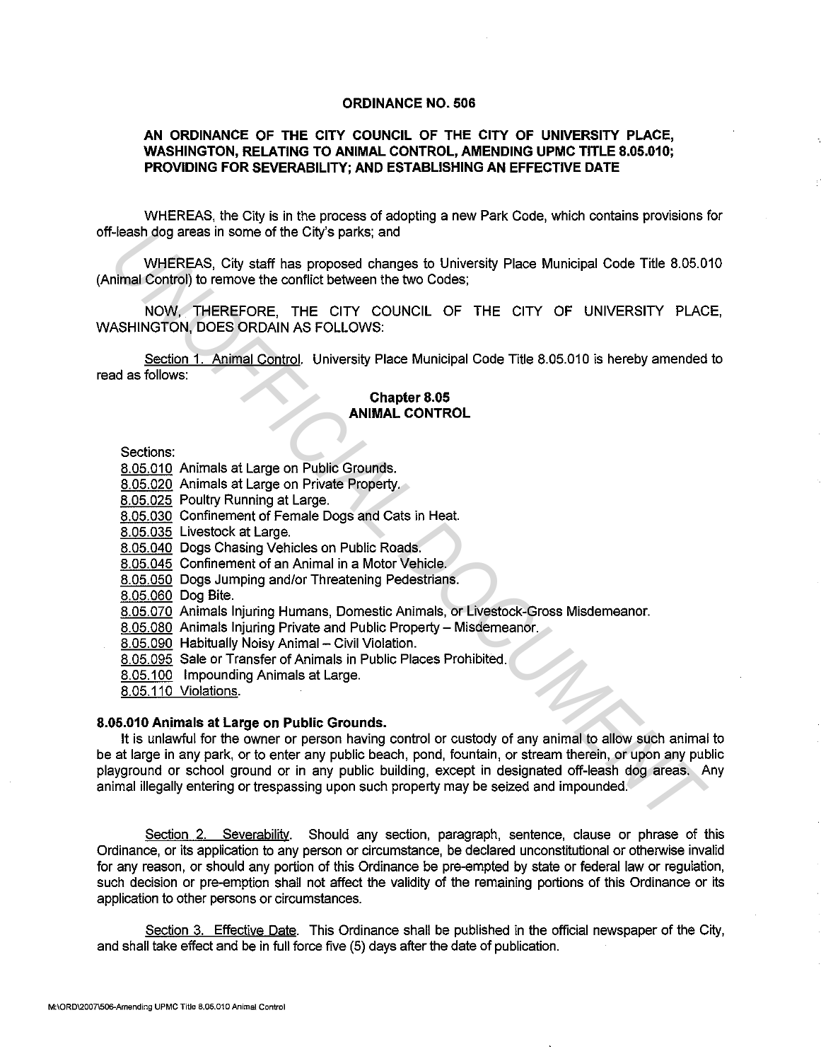# ORDINANCE NO. 506

## AN ORDINANCE OF THE CITY COUNCIL OF THE CITY OF UNIVERSITY PLACE, WASHINGTON, RELATING TO ANIMAL CONTROL, AMENDING UPMC TITLE 8.05.010; PROVIDING FOR SEVERABILITY; AND ESTABLISHING AN EFFECTIVE DATE

WHEREAS, the City is in the process of adopting a new Park Code, which contains provisions for off-leash dog areas in some of the City's parks; and

WHEREAS, City staff has proposed changes to University Place Municipal Code Title 8.05.010 (Animal Control) to remove the conflict between the two Codes;

NOW, THEREFORE, THE CITY COUNCIL OF THE CITY OF UNIVERSITY PLACE, WASHINGTON, DOES ORDAIN AS FOLLOWS:

Section 1. Animal Control. University Place Municipal Code Title 8.05.010 is hereby amended to read as follows:

### Chapter 8.05
### ANIMAL CONTROL

Sections:

8.05.010 Animals at Large on Public Grounds.
8.05.020 Animals at Large on Private Property.
8.05.025 Poultry Running at Large.
8.05.030 Confinement of Female Dogs and Cats in Heat.
8.05.035 Livestock at Large.
8.05.040 Dogs Chasing Vehicles on Public Roads.
8.05.045 Confinement of an Animal in a Motor Vehicle.
8.05.050 Dogs Jumping and/or Threatening Pedestrians.
8.05.060 Dog Bite.
8.05.070 Animals Injuring Humans, Domestic Animals, or Livestock-Gross Misdemeanor.
8.05.080 Animals Injuring Private and Public Property – Misdemeanor.
8.05.090 Habitually Noisy Animal – Civil Violation.
8.05.095 Sale or Transfer of Animals in Public Places Prohibited.
8.05.100 Impounding Animals at Large.
8.05.110 Violations.

**8.05.010 Animals at Large on Public Grounds.**

It is unlawful for the owner or person having control or custody of any animal to allow such animal to be at large in any park, or to enter any public beach, pond, fountain, or stream therein, or upon any public playground or school ground or in any public building, except in designated off-leash dog areas. Any animal illegally entering or trespassing upon such property may be seized and impounded.

Section 2. Severability. Should any section, paragraph, sentence, clause or phrase of this Ordinance, or its application to any person or circumstance, be declared unconstitutional or otherwise invalid for any reason, or should any portion of this Ordinance be pre-empted by state or federal law or regulation, such decision or pre-emption shall not affect the validity of the remaining portions of this Ordinance or its application to other persons or circumstances.

Section 3. Effective Date. This Ordinance shall be published in the official newspaper of the City, and shall take effect and be in full force five (5) days after the date of publication.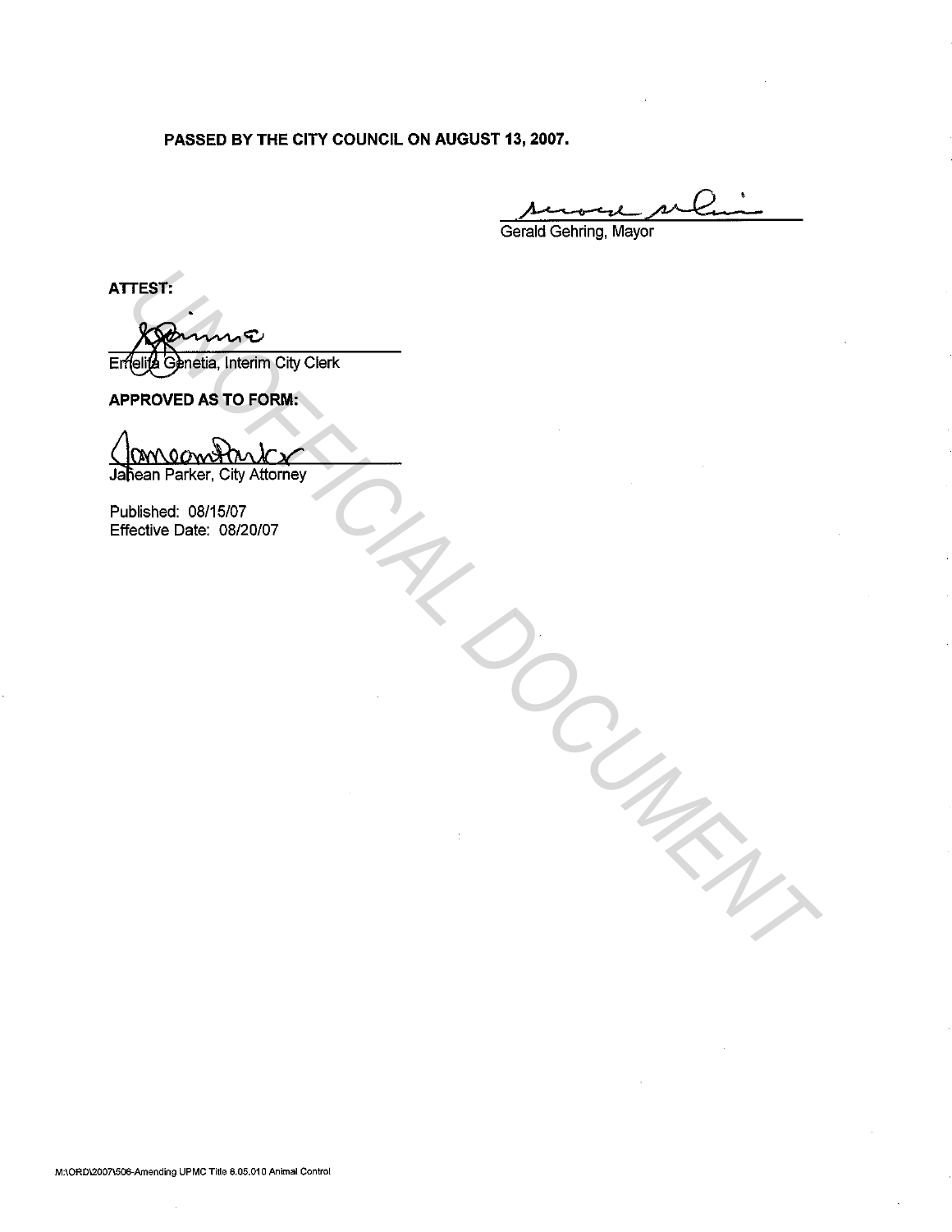**PASSED BY THE CITY COUNCIL ON AUGUST 13, 2007.**

Gerald Gehring, Mayor

**ATTEST:**

Emelita Genetia, Interim City Clerk

**APPROVED AS TO FORM:**

Jahean Parker, City Attorney

Published: 08/15/07
Effective Date: 08/20/07

UNOFFICIAL DOCUMENT

M:\ORD\2007\506-Amending UPMC Title 6.05.010 Animal Control